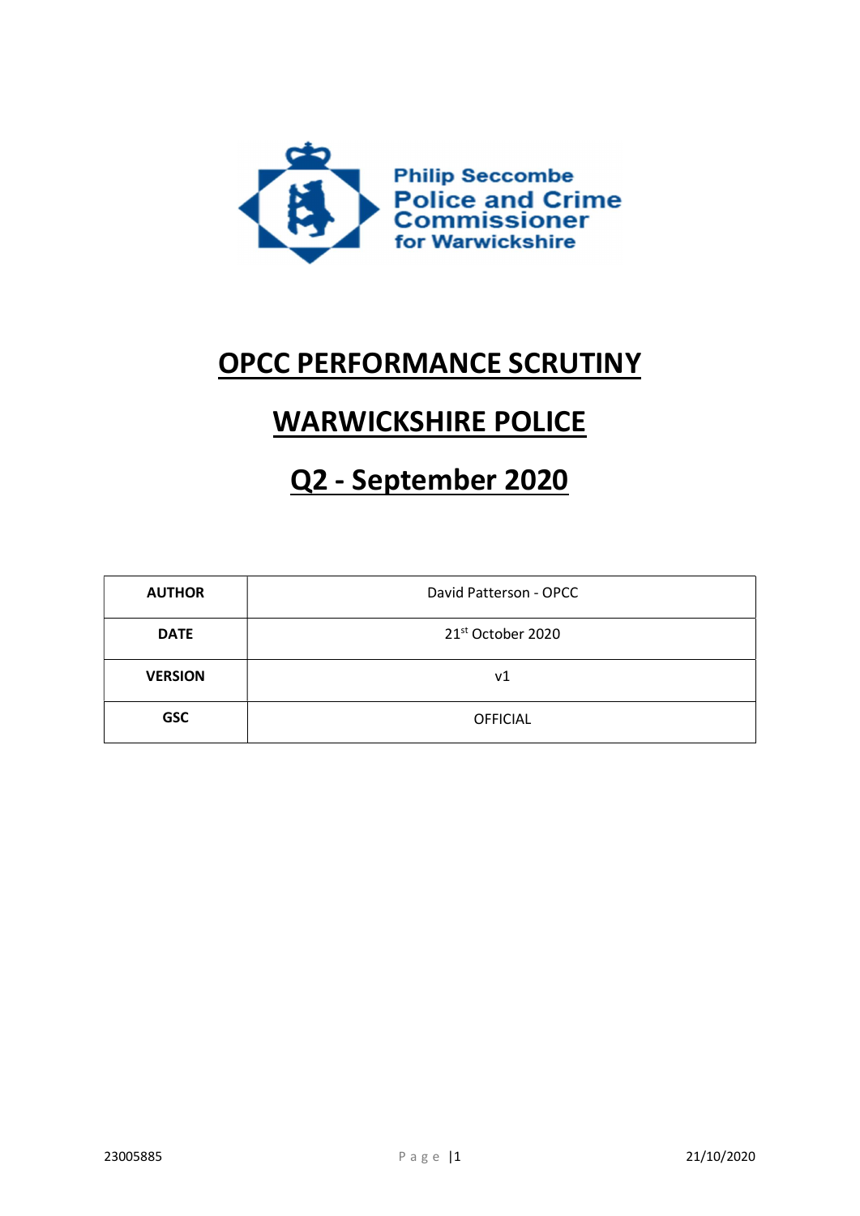Philip Seccombe
Police and Crime Commissioner
for Warwickshire

# OPCC PERFORMANCE SCRUTINY

# WARWICKSHIRE POLICE

# Q2 - September 2020

| AUTHOR | David Patterson - OPCC |
|---|---|
| DATE | 21st October 2020 |
| VERSION | v1 |
| GSC | OFFICIAL |

23005885 21/10/2020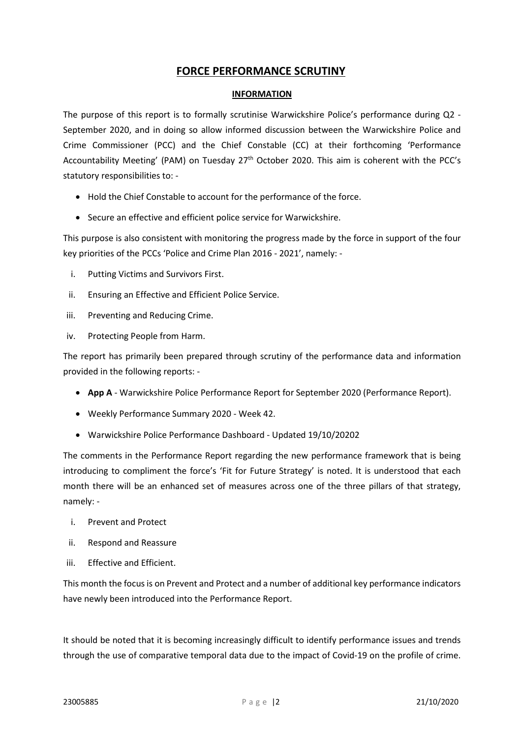# FORCE PERFORMANCE SCRUTINY

## INFORMATION

The purpose of this report is to formally scrutinise Warwickshire Police's performance during Q2 - September 2020, and in doing so allow informed discussion between the Warwickshire Police and Crime Commissioner (PCC) and the Chief Constable (CC) at their forthcoming 'Performance Accountability Meeting' (PAM) on Tuesday 27th October 2020. This aim is coherent with the PCC's statutory responsibilities to: -

- Hold the Chief Constable to account for the performance of the force.
- Secure an effective and efficient police service for Warwickshire.

This purpose is also consistent with monitoring the progress made by the force in support of the four key priorities of the PCCs 'Police and Crime Plan 2016 - 2021', namely: -

i. Putting Victims and Survivors First.
ii. Ensuring an Effective and Efficient Police Service.
iii. Preventing and Reducing Crime.
iv. Protecting People from Harm.

The report has primarily been prepared through scrutiny of the performance data and information provided in the following reports: -

- **App A** - Warwickshire Police Performance Report for September 2020 (Performance Report).
- Weekly Performance Summary 2020 - Week 42.
- Warwickshire Police Performance Dashboard - Updated 19/10/20202

The comments in the Performance Report regarding the new performance framework that is being introducing to compliment the force's 'Fit for Future Strategy' is noted. It is understood that each month there will be an enhanced set of measures across one of the three pillars of that strategy, namely: -

i. Prevent and Protect
ii. Respond and Reassure
iii. Effective and Efficient.

This month the focus is on Prevent and Protect and a number of additional key performance indicators have newly been introduced into the Performance Report.

It should be noted that it is becoming increasingly difficult to identify performance issues and trends through the use of comparative temporal data due to the impact of Covid-19 on the profile of crime.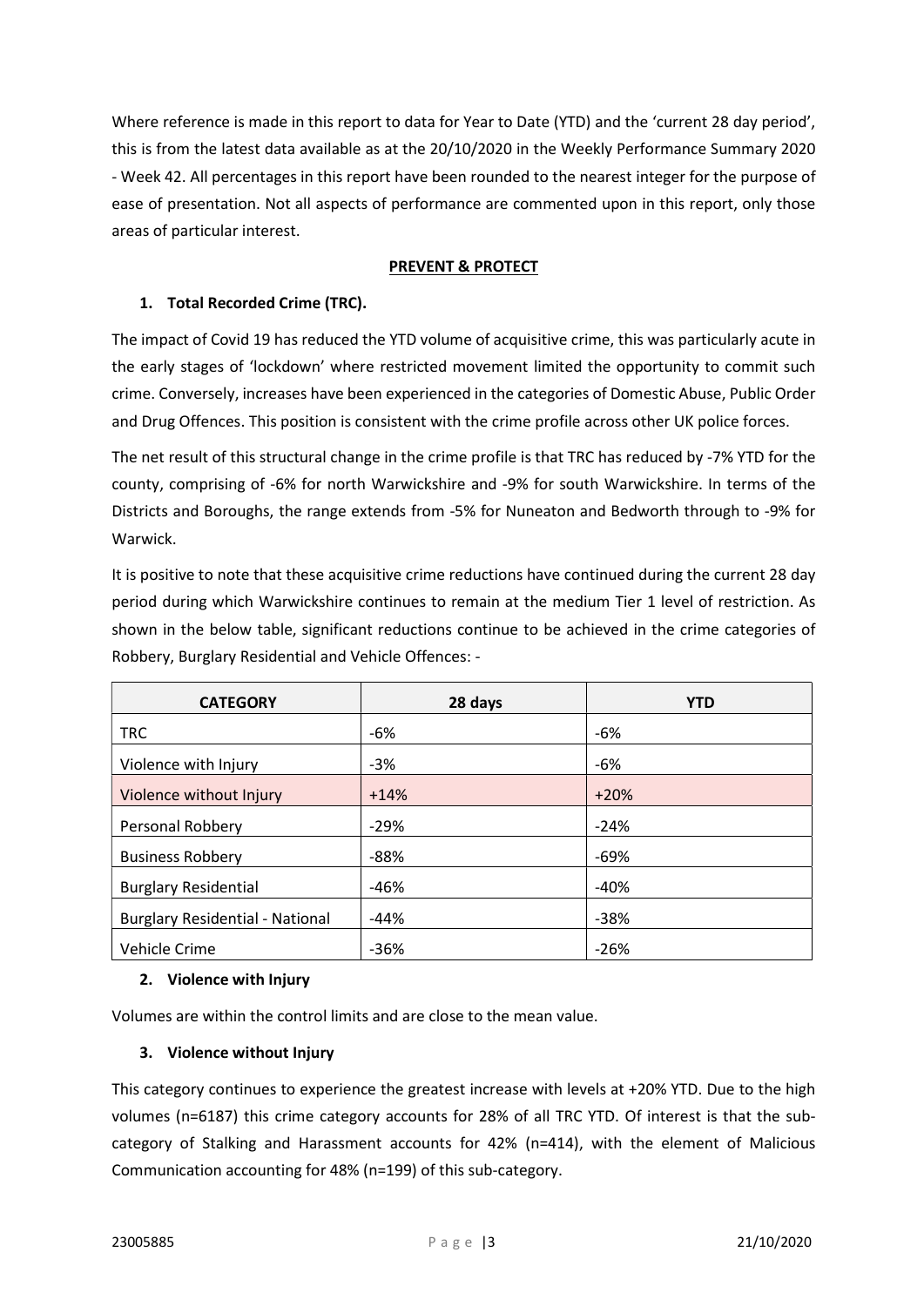Where reference is made in this report to data for Year to Date (YTD) and the 'current 28 day period', this is from the latest data available as at the 20/10/2020 in the Weekly Performance Summary 2020 - Week 42. All percentages in this report have been rounded to the nearest integer for the purpose of ease of presentation. Not all aspects of performance are commented upon in this report, only those areas of particular interest.

## PREVENT & PROTECT

### 1. Total Recorded Crime (TRC).

The impact of Covid 19 has reduced the YTD volume of acquisitive crime, this was particularly acute in the early stages of 'lockdown' where restricted movement limited the opportunity to commit such crime. Conversely, increases have been experienced in the categories of Domestic Abuse, Public Order and Drug Offences. This position is consistent with the crime profile across other UK police forces.

The net result of this structural change in the crime profile is that TRC has reduced by -7% YTD for the county, comprising of -6% for north Warwickshire and -9% for south Warwickshire. In terms of the Districts and Boroughs, the range extends from -5% for Nuneaton and Bedworth through to -9% for Warwick.

It is positive to note that these acquisitive crime reductions have continued during the current 28 day period during which Warwickshire continues to remain at the medium Tier 1 level of restriction. As shown in the below table, significant reductions continue to be achieved in the crime categories of Robbery, Burglary Residential and Vehicle Offences: -

| CATEGORY | 28 days | YTD |
|---|---|---|
| TRC | -6% | -6% |
| Violence with Injury | -3% | -6% |
| Violence without Injury | +14% | +20% |
| Personal Robbery | -29% | -24% |
| Business Robbery | -88% | -69% |
| Burglary Residential | -46% | -40% |
| Burglary Residential - National | -44% | -38% |
| Vehicle Crime | -36% | -26% |

### 2. Violence with Injury

Volumes are within the control limits and are close to the mean value.

### 3. Violence without Injury

This category continues to experience the greatest increase with levels at +20% YTD. Due to the high volumes (n=6187) this crime category accounts for 28% of all TRC YTD. Of interest is that the sub-category of Stalking and Harassment accounts for 42% (n=414), with the element of Malicious Communication accounting for 48% (n=199) of this sub-category.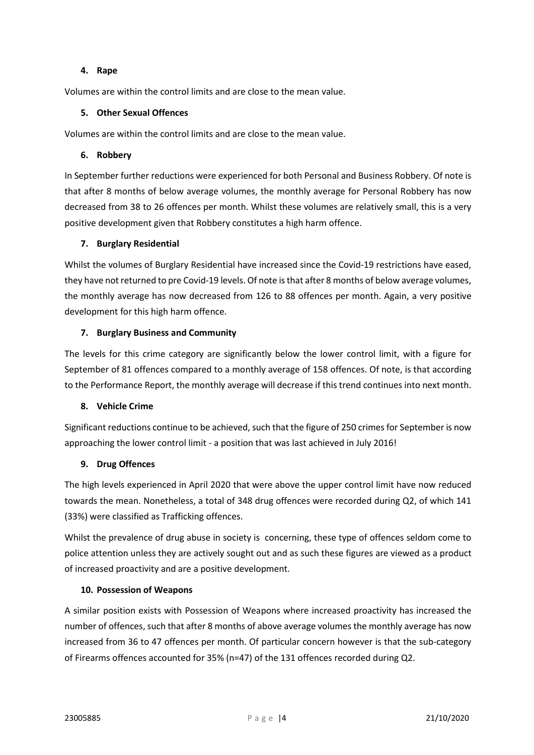**4. Rape**

Volumes are within the control limits and are close to the mean value.

**5. Other Sexual Offences**

Volumes are within the control limits and are close to the mean value.

**6. Robbery**

In September further reductions were experienced for both Personal and Business Robbery. Of note is that after 8 months of below average volumes, the monthly average for Personal Robbery has now decreased from 38 to 26 offences per month. Whilst these volumes are relatively small, this is a very positive development given that Robbery constitutes a high harm offence.

**7. Burglary Residential**

Whilst the volumes of Burglary Residential have increased since the Covid-19 restrictions have eased, they have not returned to pre Covid-19 levels. Of note is that after 8 months of below average volumes, the monthly average has now decreased from 126 to 88 offences per month. Again, a very positive development for this high harm offence.

**7. Burglary Business and Community**

The levels for this crime category are significantly below the lower control limit, with a figure for September of 81 offences compared to a monthly average of 158 offences. Of note, is that according to the Performance Report, the monthly average will decrease if this trend continues into next month.

**8. Vehicle Crime**

Significant reductions continue to be achieved, such that the figure of 250 crimes for September is now approaching the lower control limit - a position that was last achieved in July 2016!

**9. Drug Offences**

The high levels experienced in April 2020 that were above the upper control limit have now reduced towards the mean. Nonetheless, a total of 348 drug offences were recorded during Q2, of which 141 (33%) were classified as Trafficking offences.

Whilst the prevalence of drug abuse in society is concerning, these type of offences seldom come to police attention unless they are actively sought out and as such these figures are viewed as a product of increased proactivity and are a positive development.

**10. Possession of Weapons**

A similar position exists with Possession of Weapons where increased proactivity has increased the number of offences, such that after 8 months of above average volumes the monthly average has now increased from 36 to 47 offences per month. Of particular concern however is that the sub-category of Firearms offences accounted for 35% (n=47) of the 131 offences recorded during Q2.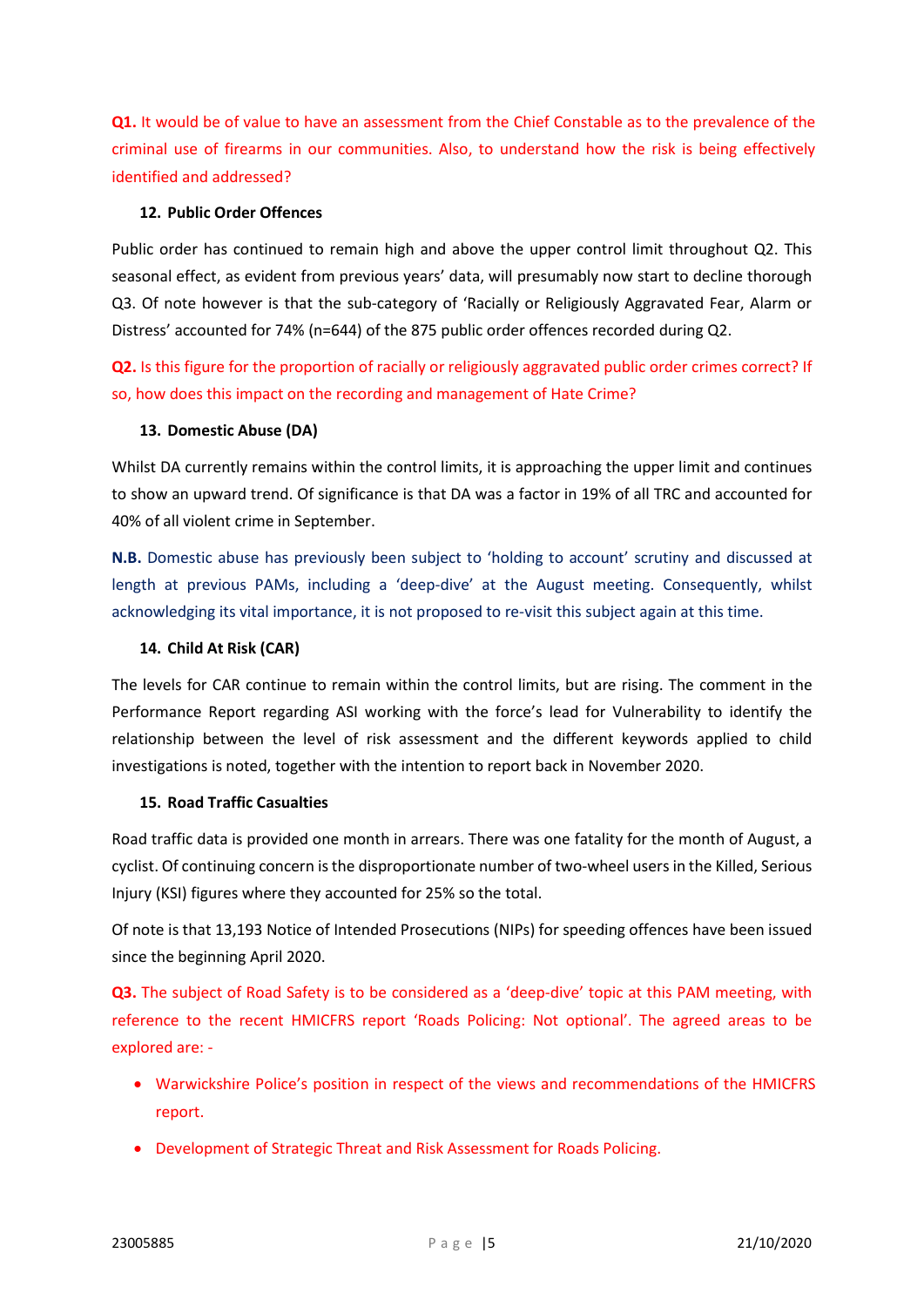**Q1.** It would be of value to have an assessment from the Chief Constable as to the prevalence of the criminal use of firearms in our communities. Also, to understand how the risk is being effectively identified and addressed?

### 12. Public Order Offences

Public order has continued to remain high and above the upper control limit throughout Q2. This seasonal effect, as evident from previous years' data, will presumably now start to decline thorough Q3. Of note however is that the sub-category of 'Racially or Religiously Aggravated Fear, Alarm or Distress' accounted for 74% (n=644) of the 875 public order offences recorded during Q2.

**Q2.** Is this figure for the proportion of racially or religiously aggravated public order crimes correct? If so, how does this impact on the recording and management of Hate Crime?

### 13. Domestic Abuse (DA)

Whilst DA currently remains within the control limits, it is approaching the upper limit and continues to show an upward trend. Of significance is that DA was a factor in 19% of all TRC and accounted for 40% of all violent crime in September.

**N.B.** Domestic abuse has previously been subject to 'holding to account' scrutiny and discussed at length at previous PAMs, including a 'deep-dive' at the August meeting. Consequently, whilst acknowledging its vital importance, it is not proposed to re-visit this subject again at this time.

### 14. Child At Risk (CAR)

The levels for CAR continue to remain within the control limits, but are rising. The comment in the Performance Report regarding ASI working with the force's lead for Vulnerability to identify the relationship between the level of risk assessment and the different keywords applied to child investigations is noted, together with the intention to report back in November 2020.

### 15. Road Traffic Casualties

Road traffic data is provided one month in arrears. There was one fatality for the month of August, a cyclist. Of continuing concern is the disproportionate number of two-wheel users in the Killed, Serious Injury (KSI) figures where they accounted for 25% so the total.

Of note is that 13,193 Notice of Intended Prosecutions (NIPs) for speeding offences have been issued since the beginning April 2020.

**Q3.** The subject of Road Safety is to be considered as a 'deep-dive' topic at this PAM meeting, with reference to the recent HMICFRS report 'Roads Policing: Not optional'. The agreed areas to be explored are: -

- Warwickshire Police's position in respect of the views and recommendations of the HMICFRS report.
- Development of Strategic Threat and Risk Assessment for Roads Policing.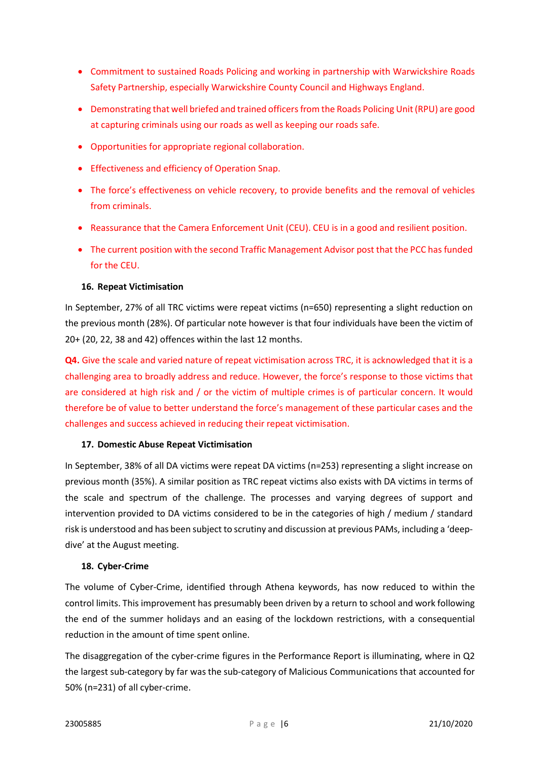- Commitment to sustained Roads Policing and working in partnership with Warwickshire Roads Safety Partnership, especially Warwickshire County Council and Highways England.
- Demonstrating that well briefed and trained officers from the Roads Policing Unit (RPU) are good at capturing criminals using our roads as well as keeping our roads safe.
- Opportunities for appropriate regional collaboration.
- Effectiveness and efficiency of Operation Snap.
- The force's effectiveness on vehicle recovery, to provide benefits and the removal of vehicles from criminals.
- Reassurance that the Camera Enforcement Unit (CEU). CEU is in a good and resilient position.
- The current position with the second Traffic Management Advisor post that the PCC has funded for the CEU.

### 16. Repeat Victimisation

In September, 27% of all TRC victims were repeat victims (n=650) representing a slight reduction on the previous month (28%). Of particular note however is that four individuals have been the victim of 20+ (20, 22, 38 and 42) offences within the last 12 months.

**Q4.** Give the scale and varied nature of repeat victimisation across TRC, it is acknowledged that it is a challenging area to broadly address and reduce. However, the force's response to those victims that are considered at high risk and / or the victim of multiple crimes is of particular concern. It would therefore be of value to better understand the force's management of these particular cases and the challenges and success achieved in reducing their repeat victimisation.

### 17. Domestic Abuse Repeat Victimisation

In September, 38% of all DA victims were repeat DA victims (n=253) representing a slight increase on previous month (35%). A similar position as TRC repeat victims also exists with DA victims in terms of the scale and spectrum of the challenge. The processes and varying degrees of support and intervention provided to DA victims considered to be in the categories of high / medium / standard risk is understood and has been subject to scrutiny and discussion at previous PAMs, including a 'deep-dive' at the August meeting.

### 18. Cyber-Crime

The volume of Cyber-Crime, identified through Athena keywords, has now reduced to within the control limits. This improvement has presumably been driven by a return to school and work following the end of the summer holidays and an easing of the lockdown restrictions, with a consequential reduction in the amount of time spent online.

The disaggregation of the cyber-crime figures in the Performance Report is illuminating, where in Q2 the largest sub-category by far was the sub-category of Malicious Communications that accounted for 50% (n=231) of all cyber-crime.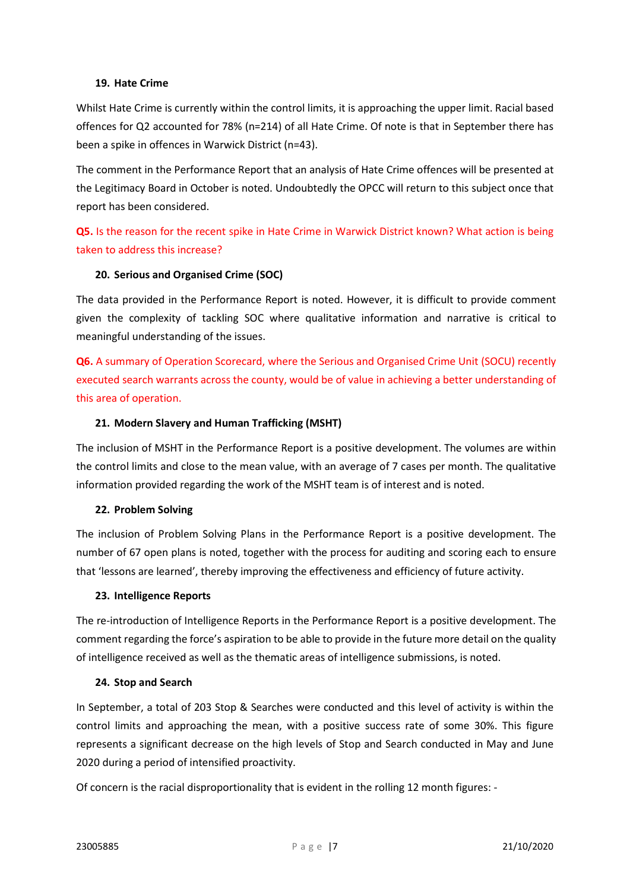### 19. Hate Crime

Whilst Hate Crime is currently within the control limits, it is approaching the upper limit. Racial based offences for Q2 accounted for 78% (n=214) of all Hate Crime. Of note is that in September there has been a spike in offences in Warwick District (n=43).

The comment in the Performance Report that an analysis of Hate Crime offences will be presented at the Legitimacy Board in October is noted. Undoubtedly the OPCC will return to this subject once that report has been considered.

**Q5.** Is the reason for the recent spike in Hate Crime in Warwick District known? What action is being taken to address this increase?

### 20. Serious and Organised Crime (SOC)

The data provided in the Performance Report is noted. However, it is difficult to provide comment given the complexity of tackling SOC where qualitative information and narrative is critical to meaningful understanding of the issues.

**Q6.** A summary of Operation Scorecard, where the Serious and Organised Crime Unit (SOCU) recently executed search warrants across the county, would be of value in achieving a better understanding of this area of operation.

### 21. Modern Slavery and Human Trafficking (MSHT)

The inclusion of MSHT in the Performance Report is a positive development. The volumes are within the control limits and close to the mean value, with an average of 7 cases per month. The qualitative information provided regarding the work of the MSHT team is of interest and is noted.

### 22. Problem Solving

The inclusion of Problem Solving Plans in the Performance Report is a positive development. The number of 67 open plans is noted, together with the process for auditing and scoring each to ensure that 'lessons are learned', thereby improving the effectiveness and efficiency of future activity.

### 23. Intelligence Reports

The re-introduction of Intelligence Reports in the Performance Report is a positive development. The comment regarding the force's aspiration to be able to provide in the future more detail on the quality of intelligence received as well as the thematic areas of intelligence submissions, is noted.

### 24. Stop and Search

In September, a total of 203 Stop & Searches were conducted and this level of activity is within the control limits and approaching the mean, with a positive success rate of some 30%. This figure represents a significant decrease on the high levels of Stop and Search conducted in May and June 2020 during a period of intensified proactivity.

Of concern is the racial disproportionality that is evident in the rolling 12 month figures: -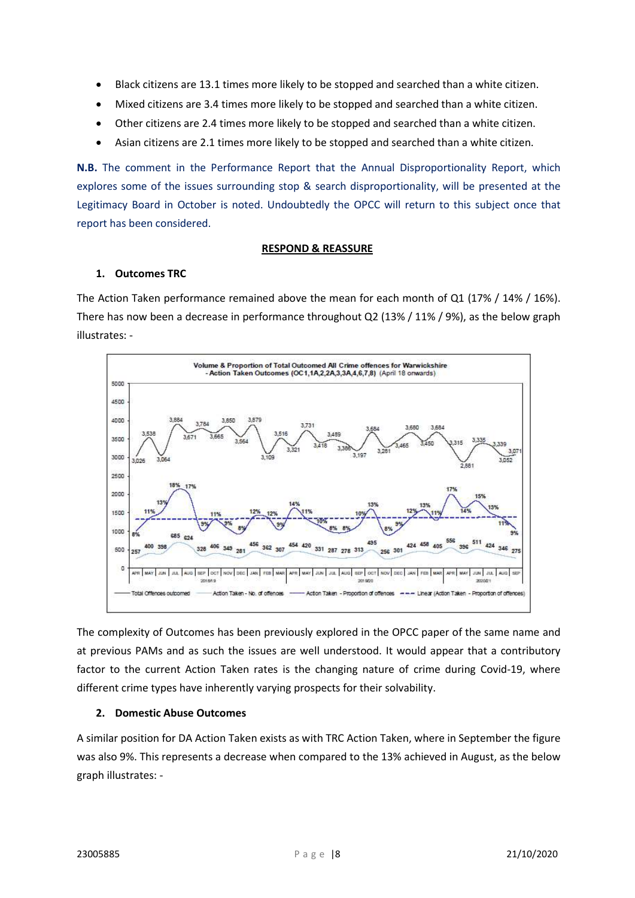- Black citizens are 13.1 times more likely to be stopped and searched than a white citizen.
- Mixed citizens are 3.4 times more likely to be stopped and searched than a white citizen.
- Other citizens are 2.4 times more likely to be stopped and searched than a white citizen.
- Asian citizens are 2.1 times more likely to be stopped and searched than a white citizen.

**N.B.** The comment in the Performance Report that the Annual Disproportionality Report, which explores some of the issues surrounding stop & search disproportionality, will be presented at the Legitimacy Board in October is noted. Undoubtedly the OPCC will return to this subject once that report has been considered.

## RESPOND & REASSURE

### 1. Outcomes TRC

The Action Taken performance remained above the mean for each month of Q1 (17% / 14% / 16%). There has now been a decrease in performance throughout Q2 (13% / 11% / 9%), as the below graph illustrates: -

The complexity of Outcomes has been previously explored in the OPCC paper of the same name and at previous PAMs and as such the issues are well understood. It would appear that a contributory factor to the current Action Taken rates is the changing nature of crime during Covid-19, where different crime types have inherently varying prospects for their solvability.

### 2. Domestic Abuse Outcomes

A similar position for DA Action Taken exists as with TRC Action Taken, where in September the figure was also 9%. This represents a decrease when compared to the 13% achieved in August, as the below graph illustrates: -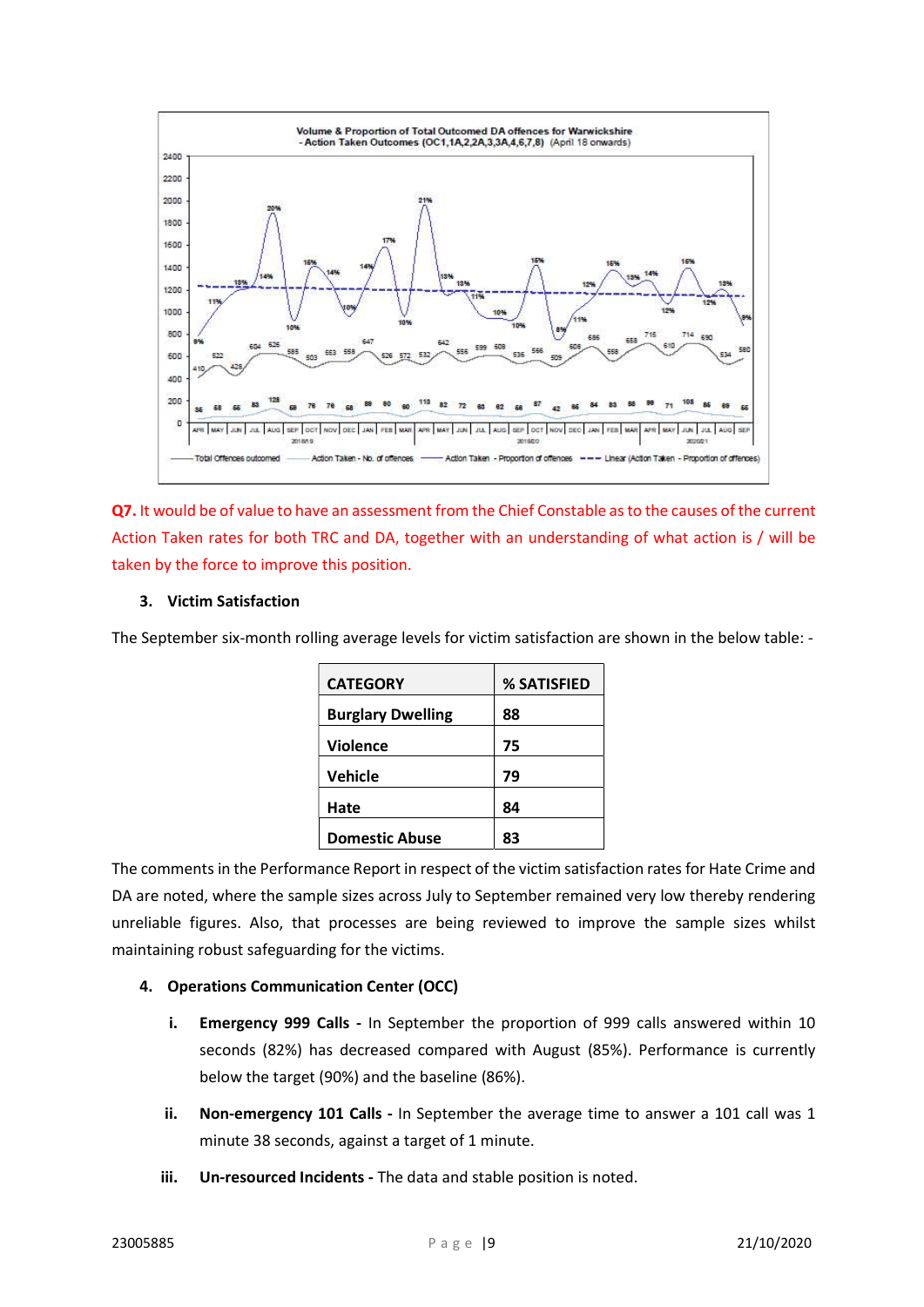**Q7.** It would be of value to have an assessment from the Chief Constable as to the causes of the current Action Taken rates for both TRC and DA, together with an understanding of what action is / will be taken by the force to improve this position.

### 3. Victim Satisfaction

The September six-month rolling average levels for victim satisfaction are shown in the below table: -

| CATEGORY | % SATISFIED |
|---|---|
| **Burglary Dwelling** | **88** |
| **Violence** | **75** |
| **Vehicle** | **79** |
| **Hate** | **84** |
| **Domestic Abuse** | **83** |

The comments in the Performance Report in respect of the victim satisfaction rates for Hate Crime and DA are noted, where the sample sizes across July to September remained very low thereby rendering unreliable figures. Also, that processes are being reviewed to improve the sample sizes whilst maintaining robust safeguarding for the victims.

### 4. Operations Communication Center (OCC)

i. **Emergency 999 Calls -** In September the proportion of 999 calls answered within 10 seconds (82%) has decreased compared with August (85%). Performance is currently below the target (90%) and the baseline (86%).

ii. **Non-emergency 101 Calls -** In September the average time to answer a 101 call was 1 minute 38 seconds, against a target of 1 minute.

iii. **Un-resourced Incidents -** The data and stable position is noted.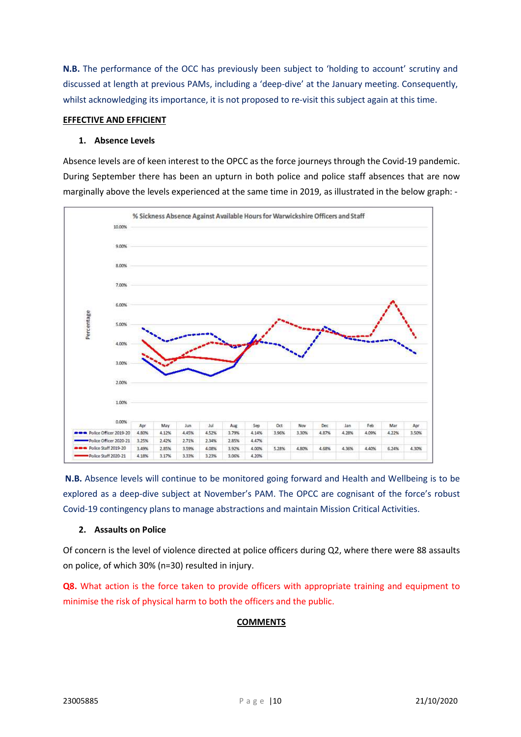**N.B.** The performance of the OCC has previously been subject to 'holding to account' scrutiny and discussed at length at previous PAMs, including a 'deep-dive' at the January meeting. Consequently, whilst acknowledging its importance, it is not proposed to re-visit this subject again at this time.

## EFFECTIVE AND EFFICIENT

### 1. Absence Levels

Absence levels are of keen interest to the OPCC as the force journeys through the Covid-19 pandemic. During September there has been an upturn in both police and police staff absences that are now marginally above the levels experienced at the same time in 2019, as illustrated in the below graph: -

% Sickness Absence Against Available Hours for Warwickshire Officers and Staff

| | Apr | May | Jun | Jul | Aug | Sep | Oct | Nov | Dec | Jan | Feb | Mar | Apr |
|---|---|---|---|---|---|---|---|---|---|---|---|---|---|
| Police Officer 2019-20 | 4.80% | 4.12% | 4.45% | 4.52% | 3.79% | 4.14% | 3.96% | 3.30% | 4.87% | 4.28% | 4.09% | 4.22% | 3.50% |
| Police Officer 2020-21 | 3.25% | 2.42% | 2.71% | 2.34% | 2.85% | 4.47% | | | | | | | |
| Police Staff 2019-20 | 3.49% | 2.85% | 3.59% | 4.08% | 3.92% | 4.00% | 5.28% | 4.80% | 4.68% | 4.36% | 4.40% | 6.24% | 4.30% |
| Police Staff 2020-21 | 4.18% | 3.17% | 3.33% | 3.23% | 3.06% | 4.20% | | | | | | | |

**N.B.** Absence levels will continue to be monitored going forward and Health and Wellbeing is to be explored as a deep-dive subject at November's PAM. The OPCC are cognisant of the force's robust Covid-19 contingency plans to manage abstractions and maintain Mission Critical Activities.

### 2. Assaults on Police

Of concern is the level of violence directed at police officers during Q2, where there were 88 assaults on police, of which 30% (n=30) resulted in injury.

**Q8.** What action is the force taken to provide officers with appropriate training and equipment to minimise the risk of physical harm to both the officers and the public.

**COMMENTS**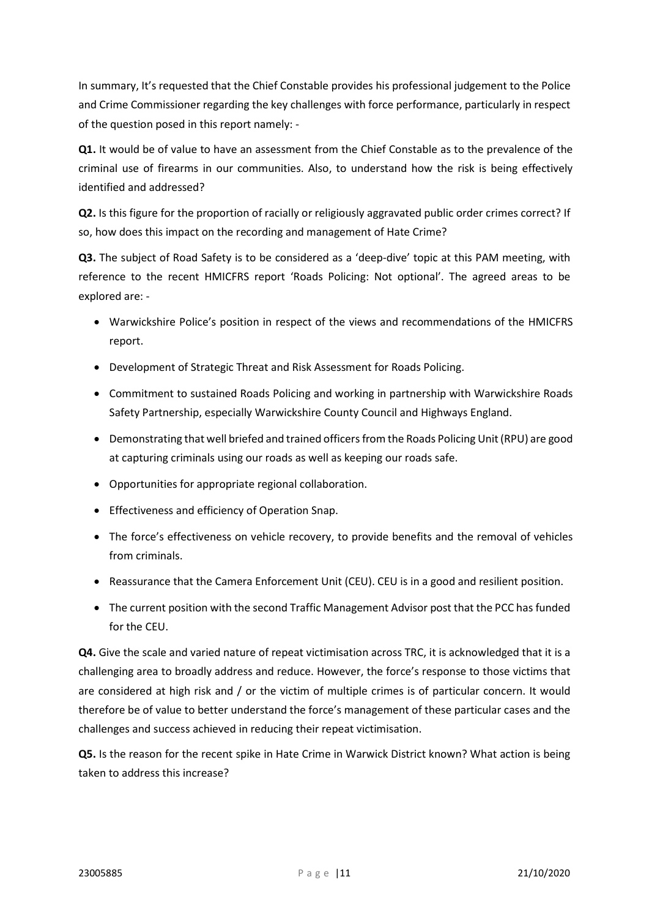In summary, It's requested that the Chief Constable provides his professional judgement to the Police and Crime Commissioner regarding the key challenges with force performance, particularly in respect of the question posed in this report namely: -

**Q1.** It would be of value to have an assessment from the Chief Constable as to the prevalence of the criminal use of firearms in our communities. Also, to understand how the risk is being effectively identified and addressed?

**Q2.** Is this figure for the proportion of racially or religiously aggravated public order crimes correct? If so, how does this impact on the recording and management of Hate Crime?

**Q3.** The subject of Road Safety is to be considered as a 'deep-dive' topic at this PAM meeting, with reference to the recent HMICFRS report 'Roads Policing: Not optional'. The agreed areas to be explored are: -

- Warwickshire Police's position in respect of the views and recommendations of the HMICFRS report.
- Development of Strategic Threat and Risk Assessment for Roads Policing.
- Commitment to sustained Roads Policing and working in partnership with Warwickshire Roads Safety Partnership, especially Warwickshire County Council and Highways England.
- Demonstrating that well briefed and trained officers from the Roads Policing Unit (RPU) are good at capturing criminals using our roads as well as keeping our roads safe.
- Opportunities for appropriate regional collaboration.
- Effectiveness and efficiency of Operation Snap.
- The force's effectiveness on vehicle recovery, to provide benefits and the removal of vehicles from criminals.
- Reassurance that the Camera Enforcement Unit (CEU). CEU is in a good and resilient position.
- The current position with the second Traffic Management Advisor post that the PCC has funded for the CEU.

**Q4.** Give the scale and varied nature of repeat victimisation across TRC, it is acknowledged that it is a challenging area to broadly address and reduce. However, the force's response to those victims that are considered at high risk and / or the victim of multiple crimes is of particular concern. It would therefore be of value to better understand the force's management of these particular cases and the challenges and success achieved in reducing their repeat victimisation.

**Q5.** Is the reason for the recent spike in Hate Crime in Warwick District known? What action is being taken to address this increase?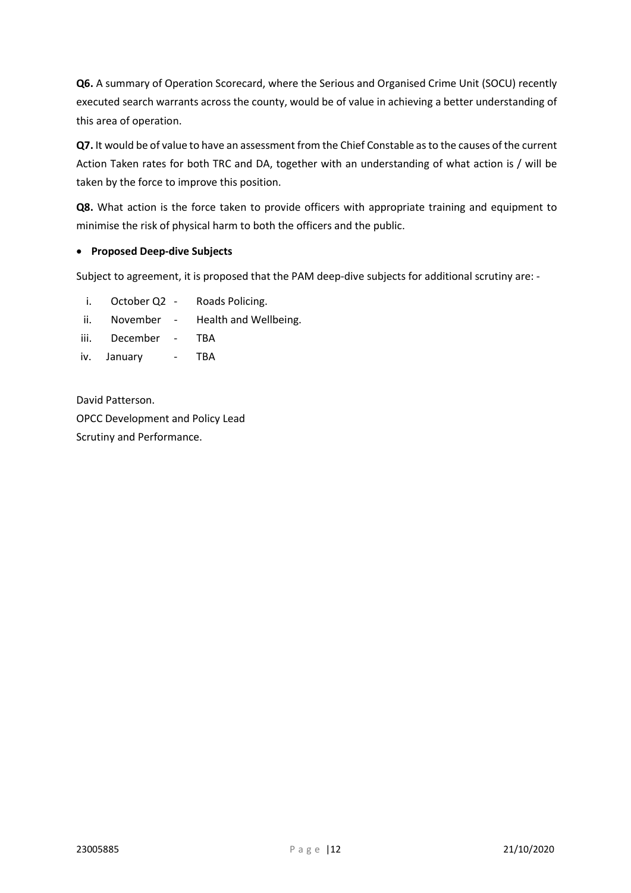**Q6.** A summary of Operation Scorecard, where the Serious and Organised Crime Unit (SOCU) recently executed search warrants across the county, would be of value in achieving a better understanding of this area of operation.

**Q7.** It would be of value to have an assessment from the Chief Constable as to the causes of the current Action Taken rates for both TRC and DA, together with an understanding of what action is / will be taken by the force to improve this position.

**Q8.** What action is the force taken to provide officers with appropriate training and equipment to minimise the risk of physical harm to both the officers and the public.

- **Proposed Deep-dive Subjects**

Subject to agreement, it is proposed that the PAM deep-dive subjects for additional scrutiny are: -

i. October Q2 - Roads Policing.
ii. November - Health and Wellbeing.
iii. December - TBA
iv. January - TBA

David Patterson.
OPCC Development and Policy Lead
Scrutiny and Performance.